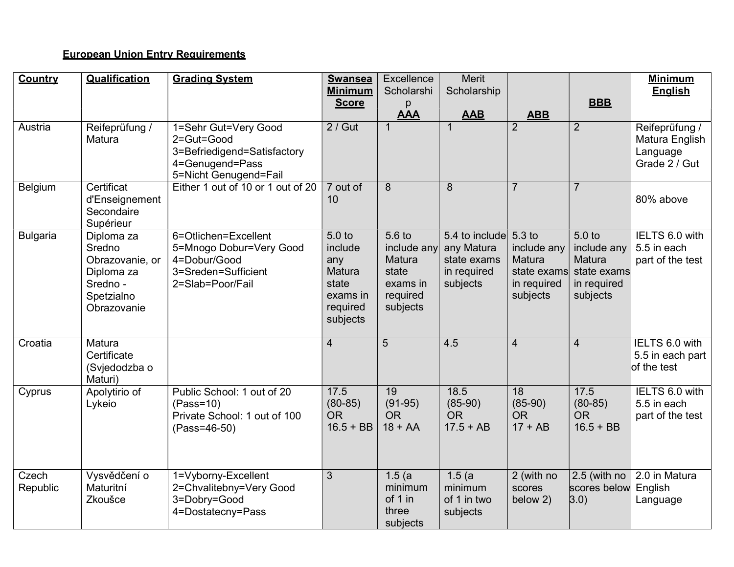## European Union Entry Requirements

| Country | Qualification | Grading System | Swansea Minimum Score | Excellence Scholarship AAA | Merit Scholarship AAB | ABB | BBB | Minimum English |
|---|---|---|---|---|---|---|---|---|
| Austria | Reifeprüfung / Matura | 1=Sehr Gut=Very Good<br>2=Gut=Good<br>3=Befriedigend=Satisfactory<br>4=Genugend=Pass<br>5=Nicht Genugend=Fail | 2 / Gut | 1 | 1 | 2 | 2 | Reifeprüfung / Matura English Language Grade 2 / Gut |
| Belgium | Certificat d'Enseignement Secondaire Supérieur | Either 1 out of 10 or 1 out of 20 | 7 out of 10 | 8 | 8 | 7 | 7 | 80% above |
| Bulgaria | Diploma za Sredno Obrazovanie, or Diploma za Sredno - Spetzialno Obrazovanie | 6=Otlichen=Excellent<br>5=Mnogo Dobur=Very Good<br>4=Dobur/Good<br>3=Sreden=Sufficient<br>2=Slab=Poor/Fail | 5.0 to include any Matura state exams in required subjects | 5.6 to include any Matura state exams in required subjects | 5.4 to include any Matura state exams in required subjects | 5.3 to include any Matura state exams in required subjects | 5.0 to include any Matura state exams in required subjects | IELTS 6.0 with 5.5 in each part of the test |
| Croatia | Matura Certificate (Svjedodzba o Maturi) | | 4 | 5 | 4.5 | 4 | 4 | IELTS 6.0 with 5.5 in each part of the test |
| Cyprus | Apolytirio of Lykeio | Public School: 1 out of 20 (Pass=10)<br>Private School: 1 out of 100 (Pass=46-50) | 17.5 (80-85) OR 16.5 + BB | 19 (91-95) OR 18 + AA | 18.5 (85-90) OR 17.5 + AB | 18 (85-90) OR 17 + AB | 17.5 (80-85) OR 16.5 + BB | IELTS 6.0 with 5.5 in each part of the test |
| Czech Republic | Vysvědčení o Maturitní Zkoušce | 1=Vyborny-Excellent<br>2=Chvalitebny=Very Good<br>3=Dobry=Good<br>4=Dostatecny=Pass | 3 | 1.5 (a minimum of 1 in three subjects | 1.5 (a minimum of 1 in two subjects | 2 (with no scores below 2) | 2.5 (with no scores below 3.0) | 2.0 in Matura English Language |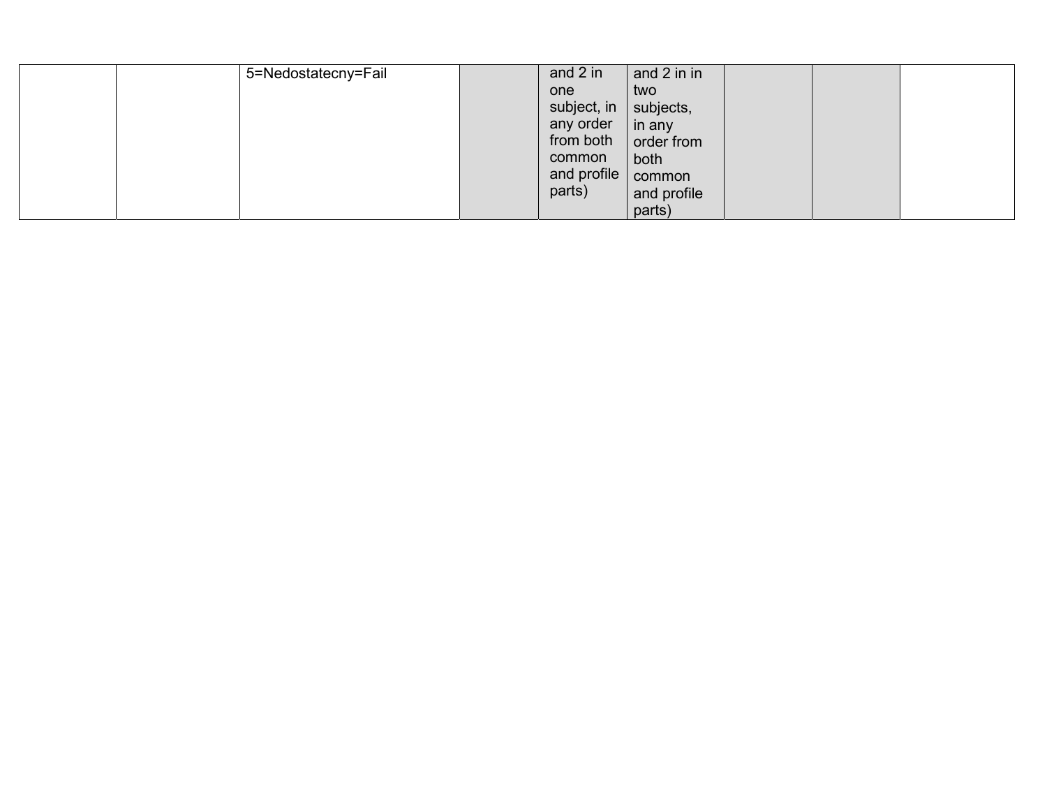| | | | | | | | | |
|---|---|---|---|---|---|---|---|---|
| | | 5=Nedostatecny=Fail | | and 2 in one subject, in any order from both common and profile parts) | and 2 in in two subjects, in any order from both common and profile parts) | | | |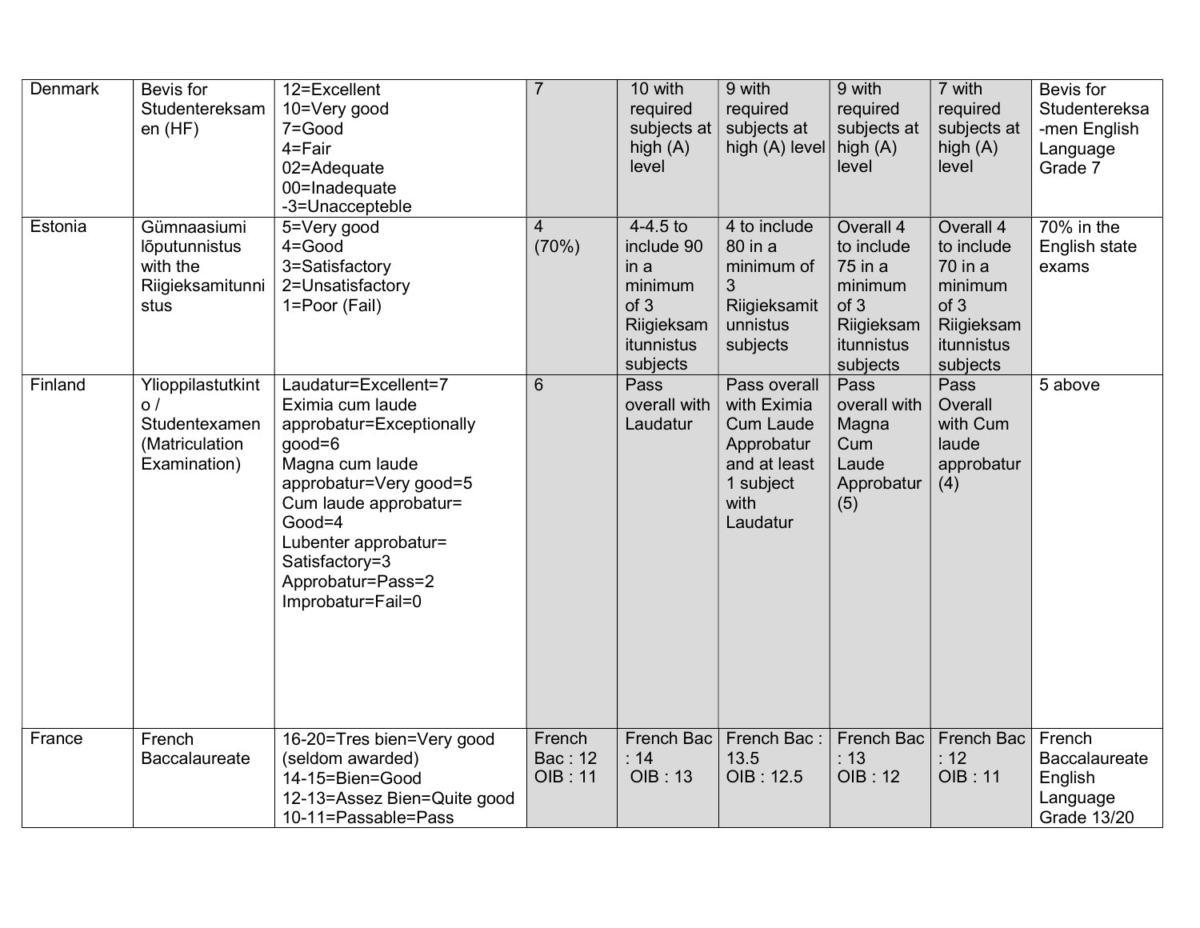| Denmark | Bevis for Studentereksamen (HF) | 12=Excellent<br>10=Very good<br>7=Good<br>4=Fair<br>02=Adequate<br>00=Inadequate<br>-3=Unaccepteble | 7 | 10 with required subjects at high (A) level | 9 with required subjects at high (A) level | 9 with required subjects at high (A) level | 7 with required subjects at high (A) level | Bevis for Studentereksa-men English Language Grade 7 |
|---|---|---|---|---|---|---|---|---|
| Estonia | Gümnaasiumi lõputunnistus with the Riigieksamitunnistus | 5=Very good<br>4=Good<br>3=Satisfactory<br>2=Unsatisfactory<br>1=Poor (Fail) | 4 (70%) | 4-4.5 to include 90 in a minimum of 3 Riigieksamitunnistus subjects | 4 to include 80 in a minimum of 3 Riigieksamitunnistus subjects | Overall 4 to include 75 in a minimum of 3 Riigieksamitunnistus subjects | Overall 4 to include 70 in a minimum of 3 Riigieksamitunnistus subjects | 70% in the English state exams |
| Finland | Ylioppilastutkinto / Studentexamen (Matriculation Examination) | Laudatur=Excellent=7<br>Eximia cum laude approbatur=Exceptionally good=6<br>Magna cum laude approbatur=Very good=5<br>Cum laude approbatur= Good=4<br>Lubenter approbatur= Satisfactory=3<br>Approbatur=Pass=2<br>Improbatur=Fail=0 | 6 | Pass overall with Laudatur | Pass overall with Eximia Cum Laude Approbatur and at least 1 subject with Laudatur | Pass overall with Magna Cum Laude Approbatur (5) | Pass Overall with Cum laude approbatur (4) | 5 above |
| France | French Baccalaureate | 16-20=Tres bien=Very good (seldom awarded)<br>14-15=Bien=Good<br>12-13=Assez Bien=Quite good<br>10-11=Passable=Pass | French Bac : 12<br>OIB : 11 | French Bac : 14<br>OIB : 13 | French Bac : 13.5<br>OIB : 12.5 | French Bac : 13<br>OIB : 12 | French Bac : 12<br>OIB : 11 | French Baccalaureate English Language Grade 13/20 |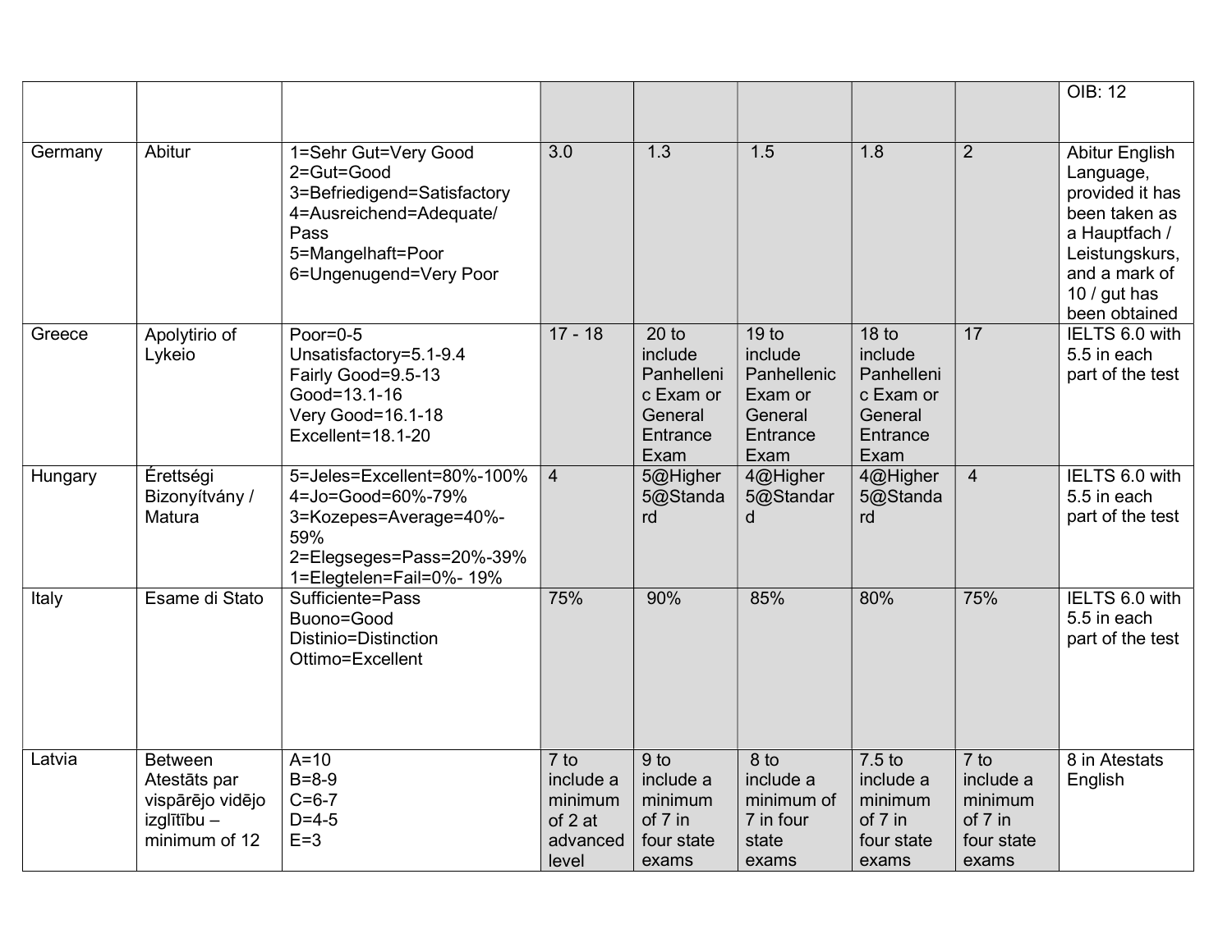| | | | | | | | | |
|---|---|---|---|---|---|---|---|---|
| | | | | | | | | OIB: 12 |
| Germany | Abitur | 1=Sehr Gut=Very Good<br>2=Gut=Good<br>3=Befriedigend=Satisfactory<br>4=Ausreichend=Adequate/ Pass<br>5=Mangelhaft=Poor<br>6=Ungenugend=Very Poor | 3.0 | 1.3 | 1.5 | 1.8 | 2 | Abitur English Language, provided it has been taken as a Hauptfach / Leistungskurs, and a mark of 10 / gut has been obtained |
| Greece | Apolytirio of Lykeio | Poor=0-5<br>Unsatisfactory=5.1-9.4<br>Fairly Good=9.5-13<br>Good=13.1-16<br>Very Good=16.1-18<br>Excellent=18.1-20 | 17 - 18 | 20 to include Panhellenic Exam or General Entrance Exam | 19 to include Panhellenic Exam or General Entrance Exam | 18 to include Panhellenic Exam or General Entrance Exam | 17 | IELTS 6.0 with 5.5 in each part of the test |
| Hungary | Érettségi Bizonyítvány / Matura | 5=Jeles=Excellent=80%-100%<br>4=Jo=Good=60%-79%<br>3=Kozepes=Average=40%-59%<br>2=Elegseges=Pass=20%-39%<br>1=Elegtelen=Fail=0%- 19% | 4 | 5@Higher<br>5@Standard | 4@Higher<br>5@Standard | 4@Higher<br>5@Standard | 4 | IELTS 6.0 with 5.5 in each part of the test |
| Italy | Esame di Stato | Sufficiente=Pass<br>Buono=Good<br>Distinio=Distinction<br>Ottimo=Excellent | 75% | 90% | 85% | 80% | 75% | IELTS 6.0 with 5.5 in each part of the test |
| Latvia | Between Atestāts par vispārējo vidējo izglītību – minimum of 12 | A=10<br>B=8-9<br>C=6-7<br>D=4-5<br>E=3 | 7 to include a minimum of 2 at advanced level | 9 to include a minimum of 7 in four state exams | 8 to include a minimum of 7 in four state exams | 7.5 to include a minimum of 7 in four state exams | 7 to include a minimum of 7 in four state exams | 8 in Atestats English |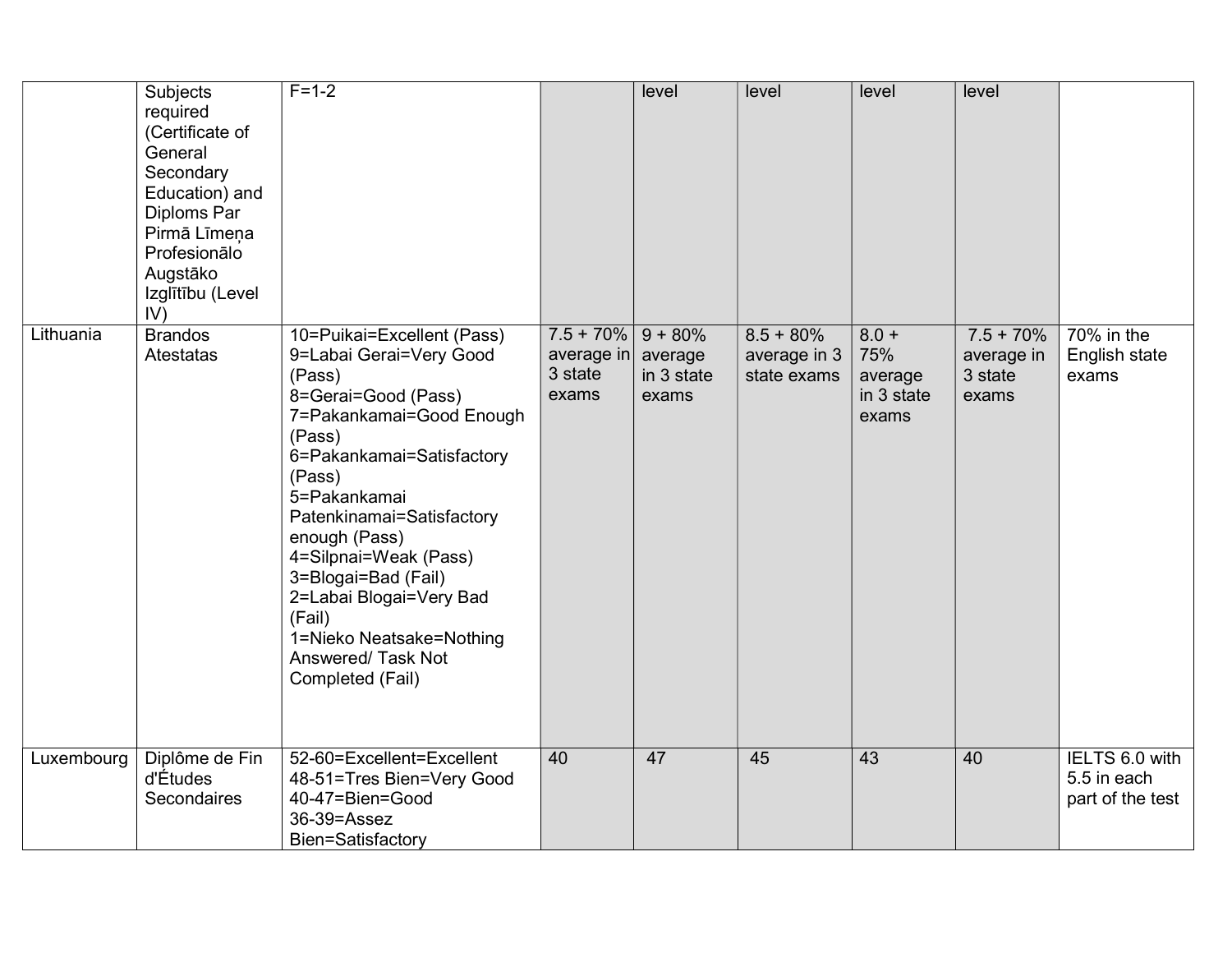| | | | | | | | | |
|---|---|---|---|---|---|---|---|---|
| | Subjects required (Certificate of General Secondary Education) and Diploms Par Pirmā Līmeņa Profesionālo Augstāko Izglītību (Level IV) | F=1-2 | | level | level | level | level | |
| Lithuania | Brandos Atestatas | 10=Puikai=Excellent (Pass)<br>9=Labai Gerai=Very Good (Pass)<br>8=Gerai=Good (Pass)<br>7=Pakankamai=Good Enough (Pass)<br>6=Pakankamai=Satisfactory (Pass)<br>5=Pakankamai Patenkinamai=Satisfactory enough (Pass)<br>4=Silpnai=Weak (Pass)<br>3=Blogai=Bad (Fail)<br>2=Labai Blogai=Very Bad (Fail)<br>1=Nieko Neatsake=Nothing Answered/ Task Not Completed (Fail) | 7.5 + 70% average in 3 state exams | 9 + 80% average in 3 state exams | 8.5 + 80% average in 3 state exams | 8.0 + 75% average in 3 state exams | 7.5 + 70% average in 3 state exams | 70% in the English state exams |
| Luxembourg | Diplôme de Fin d'Études Secondaires | 52-60=Excellent=Excellent<br>48-51=Tres Bien=Very Good<br>40-47=Bien=Good<br>36-39=Assez Bien=Satisfactory | 40 | 47 | 45 | 43 | 40 | IELTS 6.0 with 5.5 in each part of the test |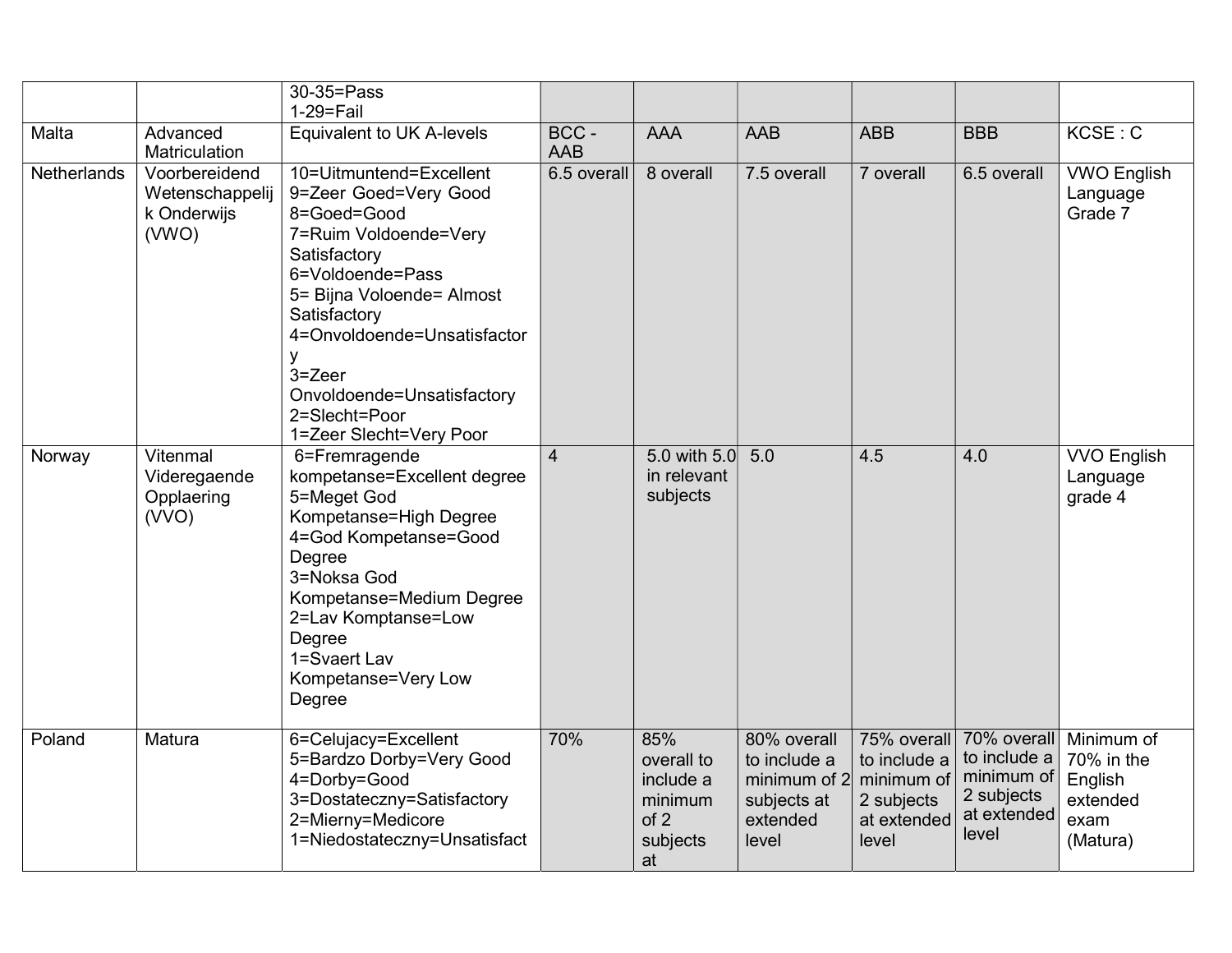| | | | | | | | | |
|---|---|---|---|---|---|---|---|---|
| | | 30-35=Pass<br>1-29=Fail | | | | | | |
| Malta | Advanced Matriculation | Equivalent to UK A-levels | BCC - AAB | AAA | AAB | ABB | BBB | KCSE : C |
| Netherlands | Voorbereidend Wetenschappelijk Onderwijs (VWO) | 10=Uitmuntend=Excellent<br>9=Zeer Goed=Very Good<br>8=Goed=Good<br>7=Ruim Voldoende=Very Satisfactory<br>6=Voldoende=Pass<br>5= Bijna Voloende= Almost Satisfactory<br>4=Onvoldoende=Unsatisfactory<br>3=Zeer Onvoldoende=Unsatisfactory<br>2=Slecht=Poor<br>1=Zeer Slecht=Very Poor | 6.5 overall | 8 overall | 7.5 overall | 7 overall | 6.5 overall | VWO English Language Grade 7 |
| Norway | Vitenmal Videregaende Opplaering (VVO) | 6=Fremragende kompetanse=Excellent degree<br>5=Meget God Kompetanse=High Degree<br>4=God Kompetanse=Good Degree<br>3=Noksa God Kompetanse=Medium Degree<br>2=Lav Komptanse=Low Degree<br>1=Svaert Lav Kompetanse=Very Low Degree | 4 | 5.0 with 5.0 in relevant subjects | 5.0 | 4.5 | 4.0 | VVO English Language grade 4 |
| Poland | Matura | 6=Celujacy=Excellent<br>5=Bardzo Dorby=Very Good<br>4=Dorby=Good<br>3=Dostateczny=Satisfactory<br>2=Mierny=Medicore<br>1=Niedostateczny=Unsatisfact | 70% | 85% overall to include a minimum of 2 subjects at | 80% overall to include a minimum of 2 subjects at extended level | 75% overall to include a minimum of 2 subjects at extended level | 70% overall to include a minimum of 2 subjects at extended level | Minimum of 70% in the English extended exam (Matura) |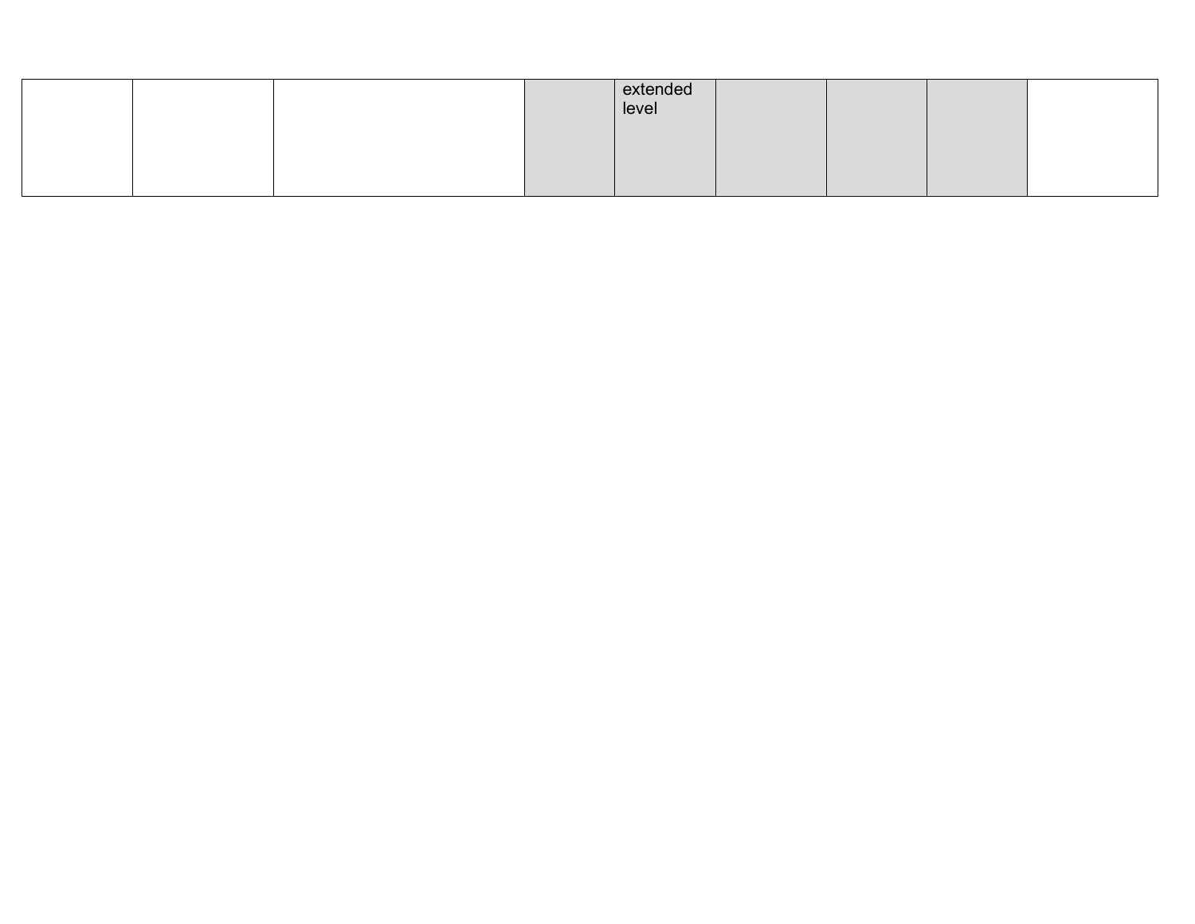| | | | | | | | | |
|---|---|---|---|---|---|---|---|---|
| | | | | extended level | | | | |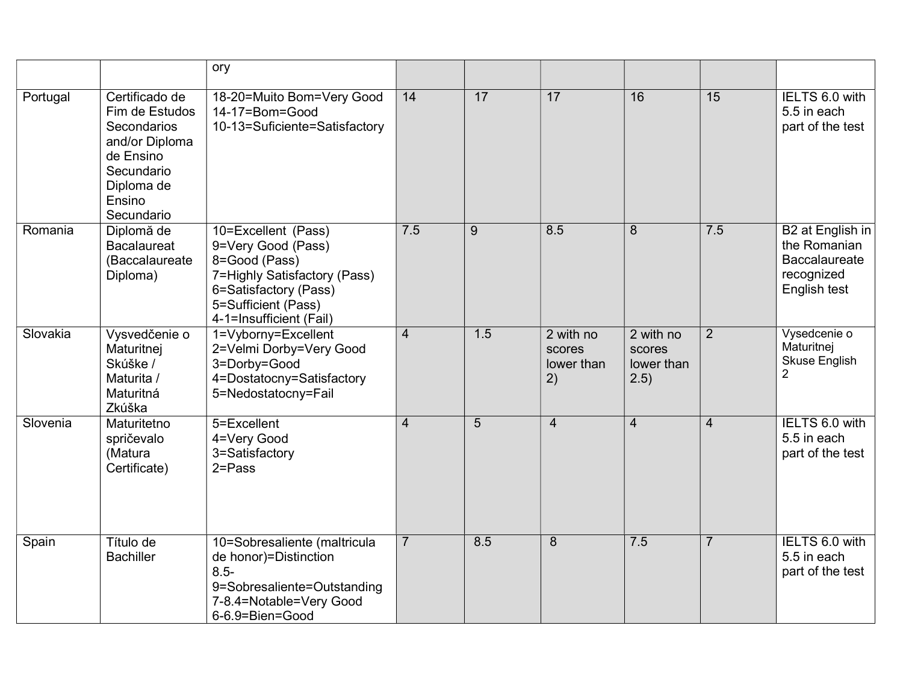| | | ory | | | | | | |
|---|---|---|---|---|---|---|---|---|
| Portugal | Certificado de Fim de Estudos Secondarios and/or Diploma de Ensino Secundario Diploma de Ensino Secundario | 18-20=Muito Bom=Very Good<br>14-17=Bom=Good<br>10-13=Suficiente=Satisfactory | 14 | 17 | 17 | 16 | 15 | IELTS 6.0 with 5.5 in each part of the test |
| Romania | Diplomă de Bacalaureat (Baccalaureate Diploma) | 10=Excellent (Pass)<br>9=Very Good (Pass)<br>8=Good (Pass)<br>7=Highly Satisfactory (Pass)<br>6=Satisfactory (Pass)<br>5=Sufficient (Pass)<br>4-1=Insufficient (Fail) | 7.5 | 9 | 8.5 | 8 | 7.5 | B2 at English in the Romanian Baccalaureate recognized English test |
| Slovakia | Vysvedčenie o Maturitnej Skúške / Maturita / Maturitná Zkúška | 1=Vyborny=Excellent<br>2=Velmi Dorby=Very Good<br>3=Dorby=Good<br>4=Dostatocny=Satisfactory<br>5=Nedostatocny=Fail | 4 | 1.5 | 2 with no scores lower than 2) | 2 with no scores lower than 2.5) | 2 | Vysedcenie o Maturitnej Skuse English 2 |
| Slovenia | Maturitetno spričevalo (Matura Certificate) | 5=Excellent<br>4=Very Good<br>3=Satisfactory<br>2=Pass | 4 | 5 | 4 | 4 | 4 | IELTS 6.0 with 5.5 in each part of the test |
| Spain | Título de Bachiller | 10=Sobresaliente (maltricula de honor)=Distinction<br>8.5-9=Sobresaliente=Outstanding<br>7-8.4=Notable=Very Good<br>6-6.9=Bien=Good | 7 | 8.5 | 8 | 7.5 | 7 | IELTS 6.0 with 5.5 in each part of the test |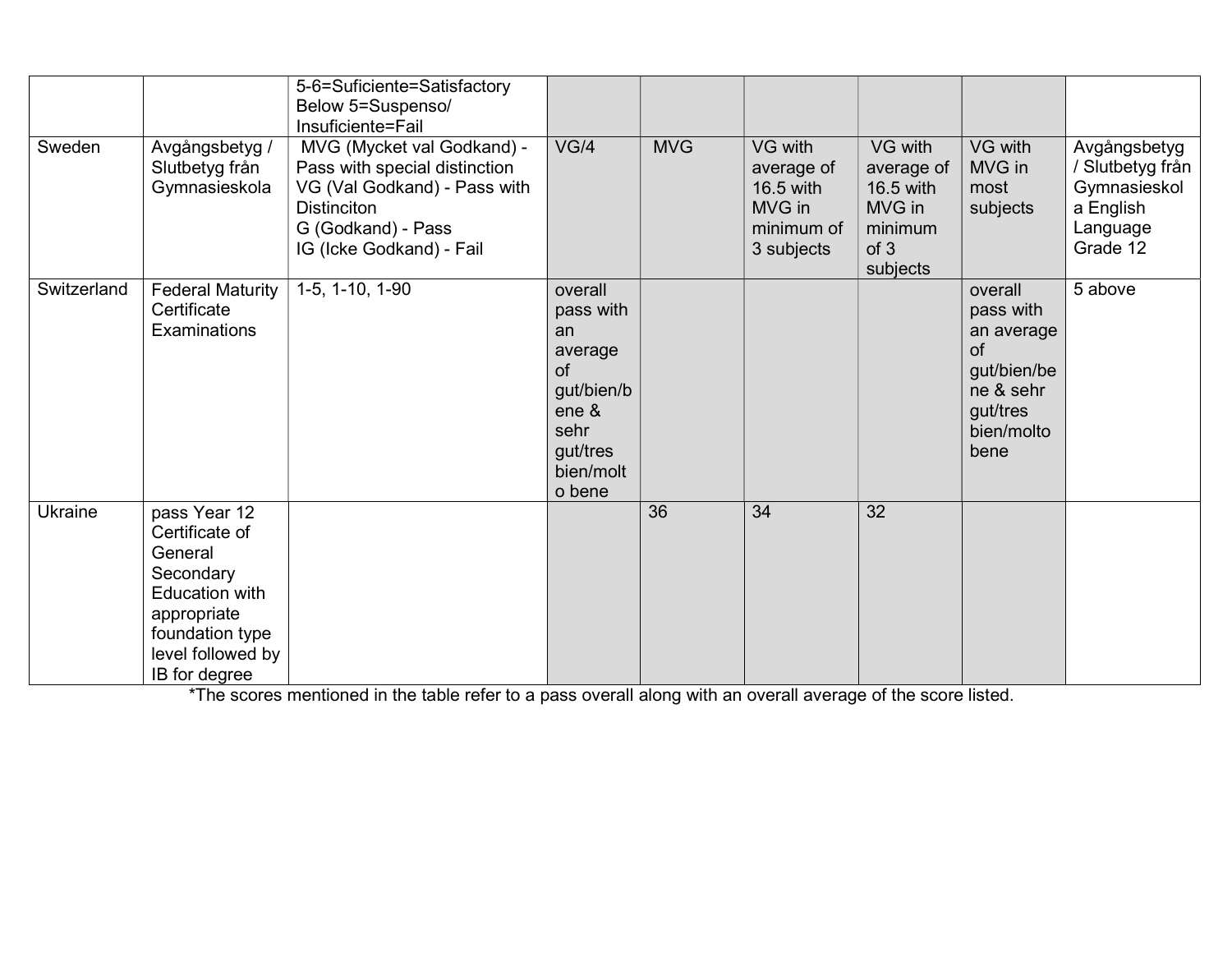| | | | | | | | | |
|---|---|---|---|---|---|---|---|---|
| | | 5-6=Suficiente=Satisfactory<br>Below 5=Suspenso/ Insuficiente=Fail | | | | | | |
| Sweden | Avgångsbetyg / Slutbetyg från Gymnasieskola | MVG (Mycket val Godkand) - Pass with special distinction<br>VG (Val Godkand) - Pass with Distinciton<br>G (Godkand) - Pass<br>IG (Icke Godkand) - Fail | VG/4 | MVG | VG with average of 16.5 with MVG in minimum of 3 subjects | VG with average of 16.5 with MVG in minimum of 3 subjects | VG with MVG in most subjects | Avgångsbetyg / Slutbetyg från Gymnasieskola English Language Grade 12 |
| Switzerland | Federal Maturity Certificate Examinations | 1-5, 1-10, 1-90 | overall pass with an average of gut/bien/bene & sehr gut/tres bien/molto bene | | | | overall pass with an average of gut/bien/bene & sehr gut/tres bien/molto bene | 5 above |
| Ukraine | pass Year 12 Certificate of General Secondary Education with appropriate foundation type level followed by IB for degree | | | 36 | 34 | 32 | | |

*The scores mentioned in the table refer to a pass overall along with an overall average of the score listed.